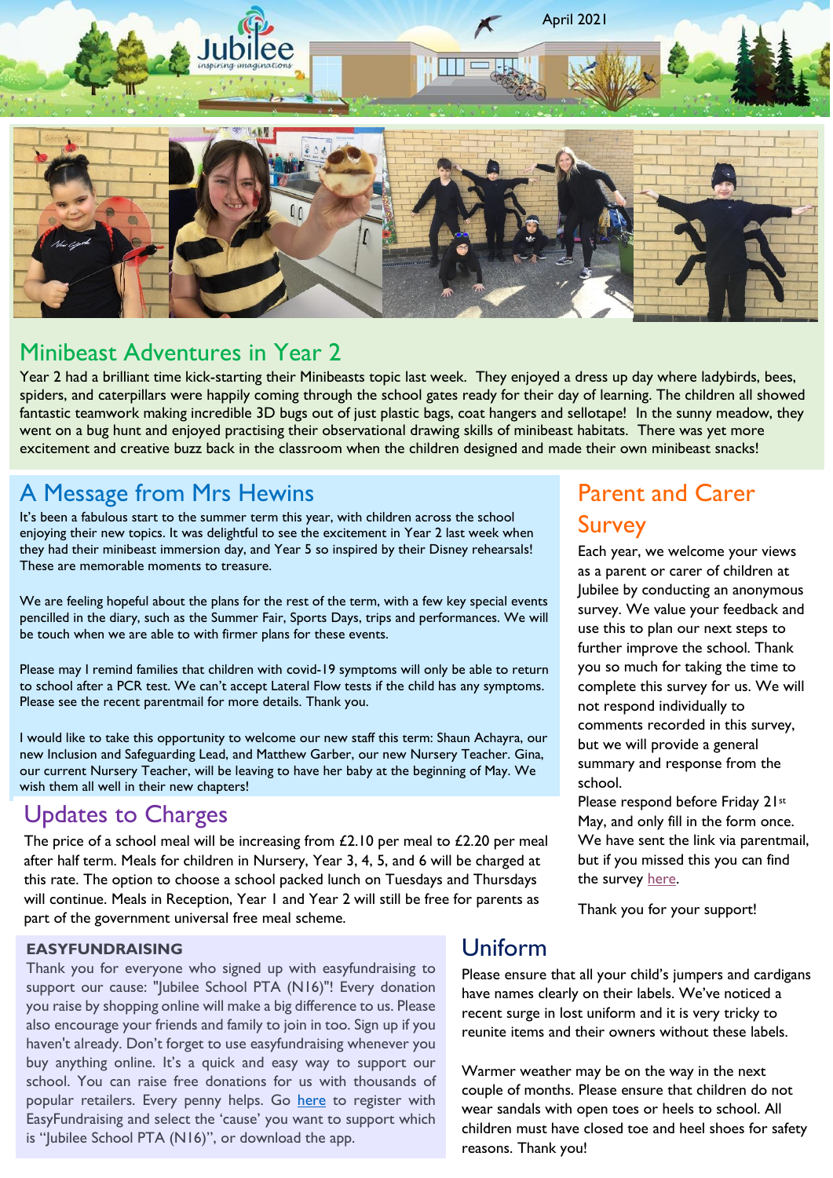April 2021

## Minibeast Adventures in Year 2

Year 2 had a brilliant time kick-starting their Minibeasts topic last week. They enjoyed a dress up day where ladybirds, bees, spiders, and caterpillars were happily coming through the school gates ready for their day of learning. The children all showed fantastic teamwork making incredible 3D bugs out of just plastic bags, coat hangers and sellotape! In the sunny meadow, they went on a bug hunt and enjoyed practising their observational drawing skills of minibeast habitats. There was yet more excitement and creative buzz back in the classroom when the children designed and made their own minibeast snacks!

## A Message from Mrs Hewins

It's been a fabulous start to the summer term this year, with children across the school enjoying their new topics. It was delightful to see the excitement in Year 2 last week when they had their minibeast immersion day, and Year 5 so inspired by their Disney rehearsals! These are memorable moments to treasure.

We are feeling hopeful about the plans for the rest of the term, with a few key special events pencilled in the diary, such as the Summer Fair, Sports Days, trips and performances. We will be touch when we are able to with firmer plans for these events.

Please may I remind families that children with covid-19 symptoms will only be able to return to school after a PCR test. We can't accept Lateral Flow tests if the child has any symptoms. Please see the recent parentmail for more details. Thank you.

I would like to take this opportunity to welcome our new staff this term: Shaun Achayra, our new Inclusion and Safeguarding Lead, and Matthew Garber, our new Nursery Teacher. Gina, our current Nursery Teacher, will be leaving to have her baby at the beginning of May. We wish them all well in their new chapters!

## Updates to Charges

The price of a school meal will be increasing from £2.10 per meal to £2.20 per meal after half term. Meals for children in Nursery, Year 3, 4, 5, and 6 will be charged at this rate. The option to choose a school packed lunch on Tuesdays and Thursdays will continue. Meals in Reception, Year 1 and Year 2 will still be free for parents as part of the government universal free meal scheme.

### EASYFUNDRAISING

Thank you for everyone who signed up with easyfundraising to support our cause: "Jubilee School PTA (N16)"! Every donation you raise by shopping online will make a big difference to us. Please also encourage your friends and family to join in too. Sign up if you haven't already. Don't forget to use easyfundraising whenever you buy anything online. It's a quick and easy way to support our school. You can raise free donations for us with thousands of popular retailers. Every penny helps. Go here to register with EasyFundraising and select the 'cause' you want to support which is "Jubilee School PTA (N16)", or download the app.

## Parent and Carer Survey

Each year, we welcome your views as a parent or carer of children at Jubilee by conducting an anonymous survey. We value your feedback and use this to plan our next steps to further improve the school. Thank you so much for taking the time to complete this survey for us. We will not respond individually to comments recorded in this survey, but we will provide a general summary and response from the school.

Please respond before Friday 21st May, and only fill in the form once. We have sent the link via parentmail, but if you missed this you can find the survey here.

Thank you for your support!

## Uniform

Please ensure that all your child's jumpers and cardigans have names clearly on their labels. We've noticed a recent surge in lost uniform and it is very tricky to reunite items and their owners without these labels.

Warmer weather may be on the way in the next couple of months. Please ensure that children do not wear sandals with open toes or heels to school. All children must have closed toe and heel shoes for safety reasons. Thank you!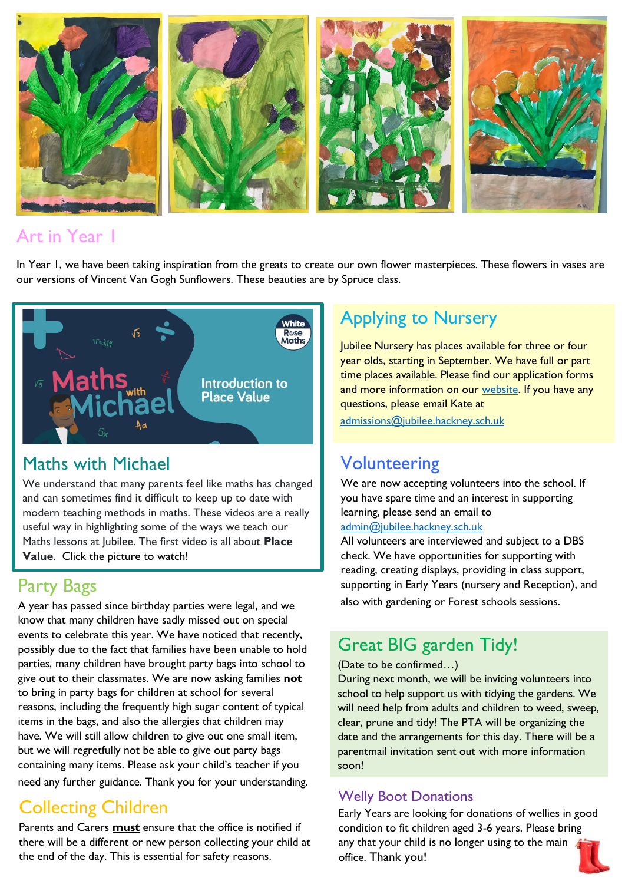## Art in Year 1

In Year 1, we have been taking inspiration from the greats to create our own flower masterpieces. These flowers in vases are our versions of Vincent Van Gogh Sunflowers. These beauties are by Spruce class.

## Maths with Michael

We understand that many parents feel like maths has changed and can sometimes find it difficult to keep up to date with modern teaching methods in maths. These videos are a really useful way in highlighting some of the ways we teach our Maths lessons at Jubilee. The first video is all about **Place Value**. Click the picture to watch!

## Party Bags

A year has passed since birthday parties were legal, and we know that many children have sadly missed out on special events to celebrate this year. We have noticed that recently, possibly due to the fact that families have been unable to hold parties, many children have brought party bags into school to give out to their classmates. We are now asking families **not** to bring in party bags for children at school for several reasons, including the frequently high sugar content of typical items in the bags, and also the allergies that children may have. We will still allow children to give out one small item, but we will regretfully not be able to give out party bags containing many items. Please ask your child's teacher if you need any further guidance. Thank you for your understanding.

## Collecting Children

Parents and Carers **must** ensure that the office is notified if there will be a different or new person collecting your child at the end of the day. This is essential for safety reasons.

## Applying to Nursery

Jubilee Nursery has places available for three or four year olds, starting in September. We have full or part time places available. Please find our application forms and more information on our website. If you have any questions, please email Kate at admissions@jubilee.hackney.sch.uk

## Volunteering

We are now accepting volunteers into the school. If you have spare time and an interest in supporting learning, please send an email to admin@jubilee.hackney.sch.uk

All volunteers are interviewed and subject to a DBS check. We have opportunities for supporting with reading, creating displays, providing in class support, supporting in Early Years (nursery and Reception), and also with gardening or Forest schools sessions.

## Great BIG garden Tidy!

(Date to be confirmed…)

During next month, we will be inviting volunteers into school to help support us with tidying the gardens. We will need help from adults and children to weed, sweep, clear, prune and tidy! The PTA will be organizing the date and the arrangements for this day. There will be a parentmail invitation sent out with more information soon!

## Welly Boot Donations

Early Years are looking for donations of wellies in good condition to fit children aged 3-6 years. Please bring any that your child is no longer using to the main office. Thank you!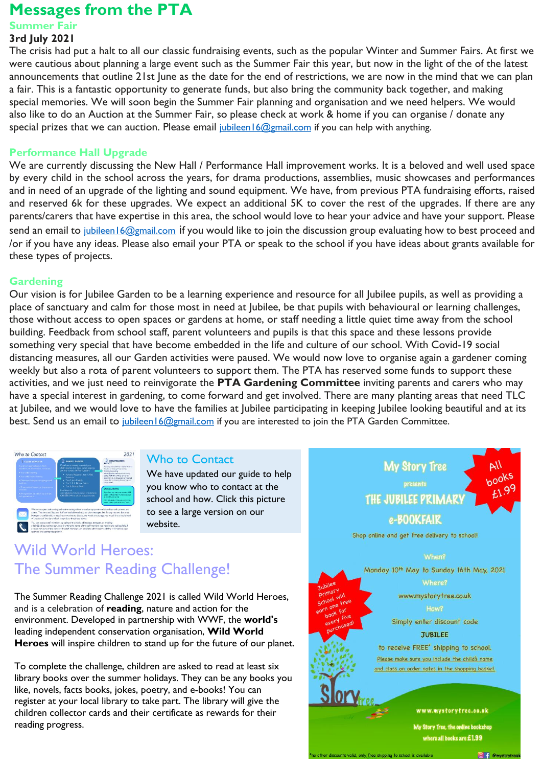# Messages from the PTA

## Summer Fair

**3rd July 2021**

The crisis had put a halt to all our classic fundraising events, such as the popular Winter and Summer Fairs. At first we were cautious about planning a large event such as the Summer Fair this year, but now in the light of the of the latest announcements that outline 21st June as the date for the end of restrictions, we are now in the mind that we can plan a fair. This is a fantastic opportunity to generate funds, but also bring the community back together, and making special memories. We will soon begin the Summer Fair planning and organisation and we need helpers. We would also like to do an Auction at the Summer Fair, so please check at work & home if you can organise / donate any special prizes that we can auction. Please email jubileen16@gmail.com if you can help with anything.

## Performance Hall Upgrade

We are currently discussing the New Hall / Performance Hall improvement works. It is a beloved and well used space by every child in the school across the years, for drama productions, assemblies, music showcases and performances and in need of an upgrade of the lighting and sound equipment. We have, from previous PTA fundraising efforts, raised and reserved 6k for these upgrades. We expect an additional 5K to cover the rest of the upgrades. If there are any parents/carers that have expertise in this area, the school would love to hear your advice and have your support. Please send an email to jubileen16@gmail.com if you would like to join the discussion group evaluating how to best proceed and /or if you have any ideas. Please also email your PTA or speak to the school if you have ideas about grants available for these types of projects.

## Gardening

Our vision is for Jubilee Garden to be a learning experience and resource for all Jubilee pupils, as well as providing a place of sanctuary and calm for those most in need at Jubilee, be that pupils with behavioural or learning challenges, those without access to open spaces or gardens at home, or staff needing a little quiet time away from the school building. Feedback from school staff, parent volunteers and pupils is that this space and these lessons provide something very special that have become embedded in the life and culture of our school. With Covid-19 social distancing measures, all our Garden activities were paused. We would now love to organise again a gardener coming weekly but also a rota of parent volunteers to support them. The PTA has reserved some funds to support these activities, and we just need to reinvigorate the **PTA Gardening Committee** inviting parents and carers who may have a special interest in gardening, to come forward and get involved. There are many planting areas that need TLC at Jubilee, and we would love to have the families at Jubilee participating in keeping Jubilee looking beautiful and at its best. Send us an email to jubileen16@gmail.com if you are interested to join the PTA Garden Committee.

## Who to Contact

We have updated our guide to help you know who to contact at the school and how. Click this picture to see a large version on our website.

## Wild World Heroes: The Summer Reading Challenge!

The Summer Reading Challenge 2021 is called Wild World Heroes, and is a celebration of **reading**, nature and action for the environment. Developed in partnership with WWF, the **world's** leading independent conservation organisation, **Wild World Heroes** will inspire children to stand up for the future of our planet.

To complete the challenge, children are asked to read at least six library books over the summer holidays. They can be any books you like, novels, facts books, jokes, poetry, and e-books! You can register at your local library to take part. The library will give the children collector cards and their certificate as rewards for their reading progress.

## My Story Tree presents THE JUBILEE PRIMARY e-BOOKFAIR

All books £1.99

Shop online and get free delivery to school!

Jubilee Primary School will earn one free book for every five purchased!

When?
Monday 10th May to Sunday 16th May, 2021

Where?
www.mystorytree.co.uk

How?
Simply enter discount code
**JUBILEE**
to receive FREE* shipping to school.

Please make sure you include the child's name and class on order notes in the shopping basket.

www.mystorytree.co.uk

My Story Tree, the online bookshop where all books are £1.99

*no other discounts valid, only free shipping to school is available

@mystorytreeuk